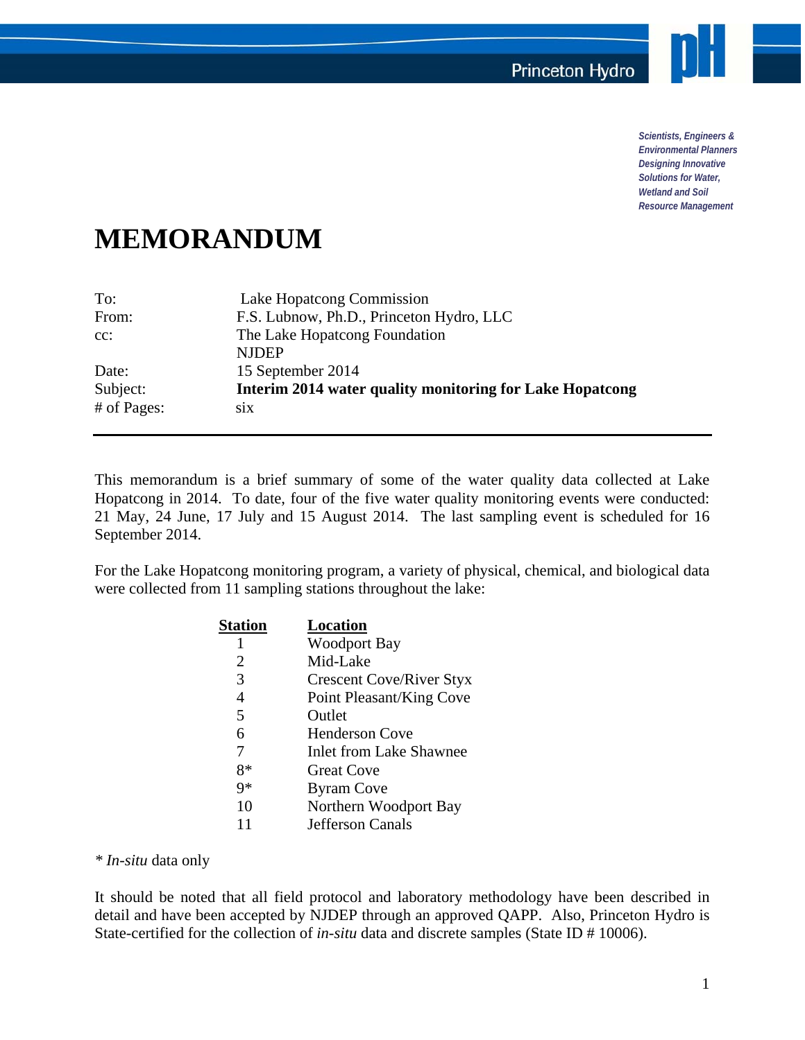Princeton Hydro

*Scientists, Engineers & Environmental Planners Designing Innovative Solutions for Water, Wetland and Soil Resource Management*

# MEMORANDUM

| | |
|---|---|
| To: | Lake Hopatcong Commission |
| From: | F.S. Lubnow, Ph.D., Princeton Hydro, LLC |
| cc: | The Lake Hopatcong Foundation |
| | NJDEP |
| Date: | 15 September 2014 |
| Subject: | **Interim 2014 water quality monitoring for Lake Hopatcong** |
| # of Pages: | six |

---

This memorandum is a brief summary of some of the water quality data collected at Lake Hopatcong in 2014. To date, four of the five water quality monitoring events were conducted: 21 May, 24 June, 17 July and 15 August 2014. The last sampling event is scheduled for 16 September 2014.

For the Lake Hopatcong monitoring program, a variety of physical, chemical, and biological data were collected from 11 sampling stations throughout the lake:

| Station | Location |
|---|---|
| 1 | Woodport Bay |
| 2 | Mid-Lake |
| 3 | Crescent Cove/River Styx |
| 4 | Point Pleasant/King Cove |
| 5 | Outlet |
| 6 | Henderson Cove |
| 7 | Inlet from Lake Shawnee |
| 8* | Great Cove |
| 9* | Byram Cove |
| 10 | Northern Woodport Bay |
| 11 | Jefferson Canals |

\* *In-situ* data only

It should be noted that all field protocol and laboratory methodology have been described in detail and have been accepted by NJDEP through an approved QAPP. Also, Princeton Hydro is State-certified for the collection of *in-situ* data and discrete samples (State ID # 10006).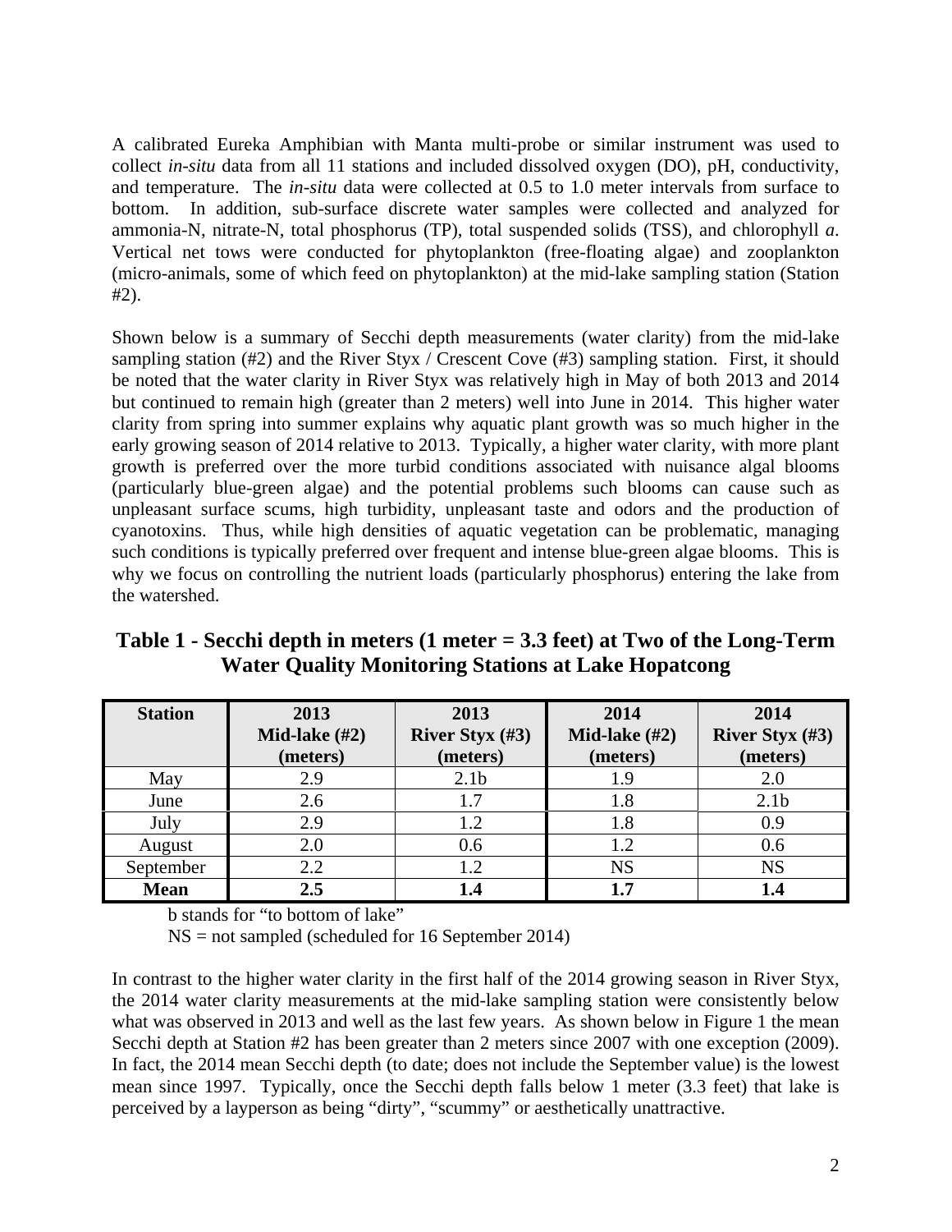A calibrated Eureka Amphibian with Manta multi-probe or similar instrument was used to collect *in-situ* data from all 11 stations and included dissolved oxygen (DO), pH, conductivity, and temperature. The *in-situ* data were collected at 0.5 to 1.0 meter intervals from surface to bottom. In addition, sub-surface discrete water samples were collected and analyzed for ammonia-N, nitrate-N, total phosphorus (TP), total suspended solids (TSS), and chlorophyll *a*. Vertical net tows were conducted for phytoplankton (free-floating algae) and zooplankton (micro-animals, some of which feed on phytoplankton) at the mid-lake sampling station (Station #2).

Shown below is a summary of Secchi depth measurements (water clarity) from the mid-lake sampling station (#2) and the River Styx / Crescent Cove (#3) sampling station. First, it should be noted that the water clarity in River Styx was relatively high in May of both 2013 and 2014 but continued to remain high (greater than 2 meters) well into June in 2014. This higher water clarity from spring into summer explains why aquatic plant growth was so much higher in the early growing season of 2014 relative to 2013. Typically, a higher water clarity, with more plant growth is preferred over the more turbid conditions associated with nuisance algal blooms (particularly blue-green algae) and the potential problems such blooms can cause such as unpleasant surface scums, high turbidity, unpleasant taste and odors and the production of cyanotoxins. Thus, while high densities of aquatic vegetation can be problematic, managing such conditions is typically preferred over frequent and intense blue-green algae blooms. This is why we focus on controlling the nutrient loads (particularly phosphorus) entering the lake from the watershed.

**Table 1 - Secchi depth in meters (1 meter = 3.3 feet) at Two of the Long-Term Water Quality Monitoring Stations at Lake Hopatcong**

| Station | 2013 Mid-lake (#2) (meters) | 2013 River Styx (#3) (meters) | 2014 Mid-lake (#2) (meters) | 2014 River Styx (#3) (meters) |
|---|---|---|---|---|
| May | 2.9 | 2.1b | 1.9 | 2.0 |
| June | 2.6 | 1.7 | 1.8 | 2.1b |
| July | 2.9 | 1.2 | 1.8 | 0.9 |
| August | 2.0 | 0.6 | 1.2 | 0.6 |
| September | 2.2 | 1.2 | NS | NS |
| **Mean** | **2.5** | **1.4** | **1.7** | **1.4** |

b stands for "to bottom of lake"

NS = not sampled (scheduled for 16 September 2014)

In contrast to the higher water clarity in the first half of the 2014 growing season in River Styx, the 2014 water clarity measurements at the mid-lake sampling station were consistently below what was observed in 2013 and well as the last few years. As shown below in Figure 1 the mean Secchi depth at Station #2 has been greater than 2 meters since 2007 with one exception (2009). In fact, the 2014 mean Secchi depth (to date; does not include the September value) is the lowest mean since 1997. Typically, once the Secchi depth falls below 1 meter (3.3 feet) that lake is perceived by a layperson as being "dirty", "scummy" or aesthetically unattractive.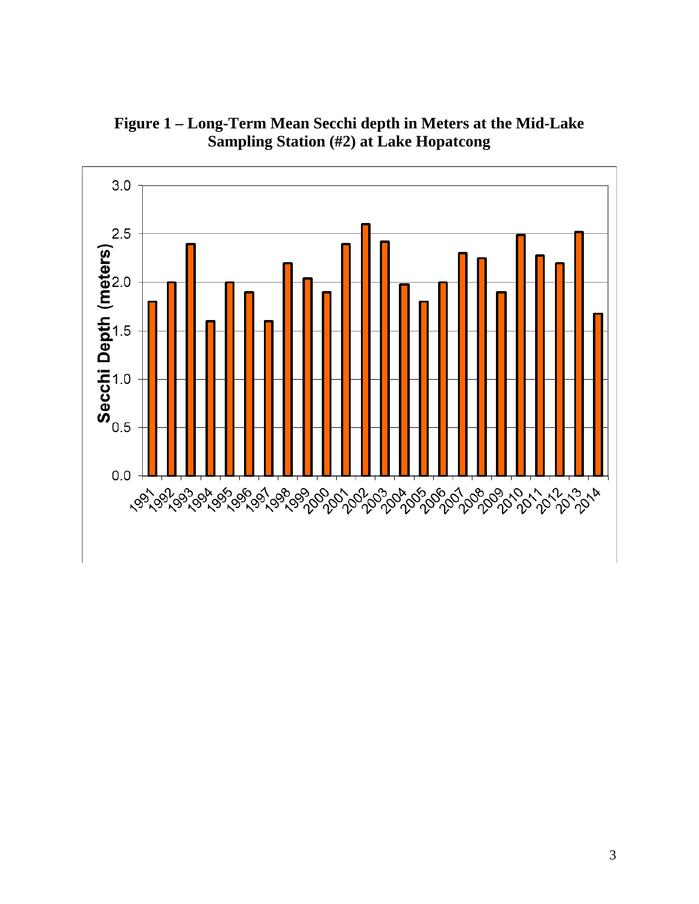**Figure 1 – Long-Term Mean Secchi depth in Meters at the Mid-Lake Sampling Station (#2) at Lake Hopatcong**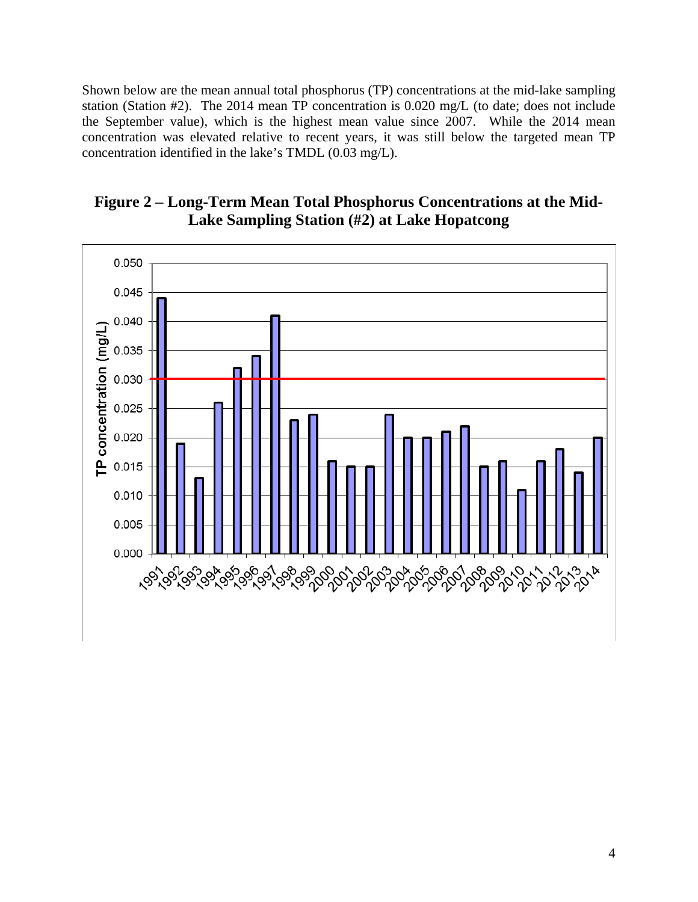Shown below are the mean annual total phosphorus (TP) concentrations at the mid-lake sampling station (Station #2). The 2014 mean TP concentration is 0.020 mg/L (to date; does not include the September value), which is the highest mean value since 2007. While the 2014 mean concentration was elevated relative to recent years, it was still below the targeted mean TP concentration identified in the lake's TMDL (0.03 mg/L).

**Figure 2 – Long-Term Mean Total Phosphorus Concentrations at the Mid-Lake Sampling Station (#2) at Lake Hopatcong**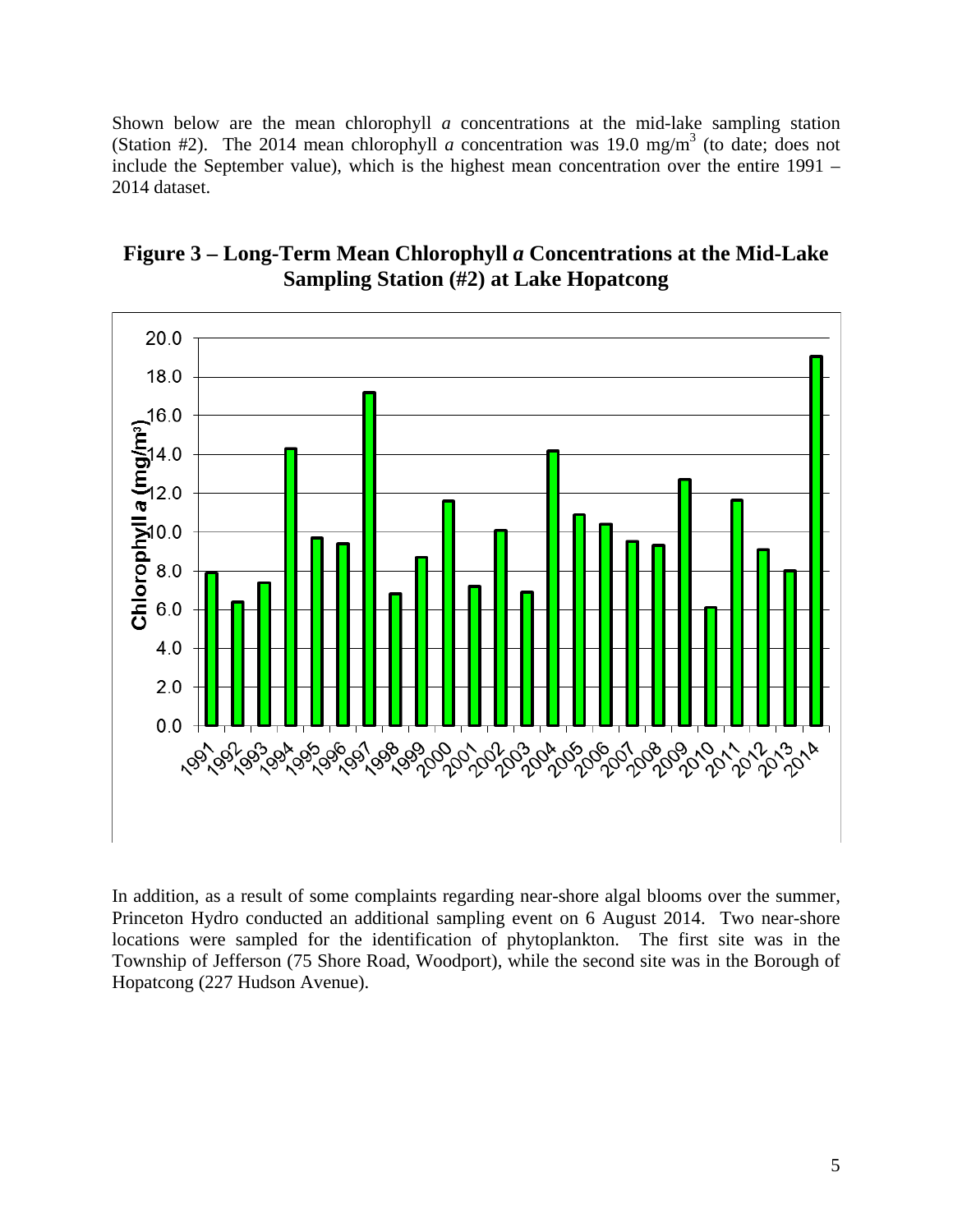Shown below are the mean chlorophyll *a* concentrations at the mid-lake sampling station (Station #2). The 2014 mean chlorophyll *a* concentration was 19.0 $mg/m^3$ (to date; does not include the September value), which is the highest mean concentration over the entire 1991 – 2014 dataset.

**Figure 3 – Long-Term Mean Chlorophyll *a* Concentrations at the Mid-Lake Sampling Station (#2) at Lake Hopatcong**

In addition, as a result of some complaints regarding near-shore algal blooms over the summer, Princeton Hydro conducted an additional sampling event on 6 August 2014. Two near-shore locations were sampled for the identification of phytoplankton. The first site was in the Township of Jefferson (75 Shore Road, Woodport), while the second site was in the Borough of Hopatcong (227 Hudson Avenue).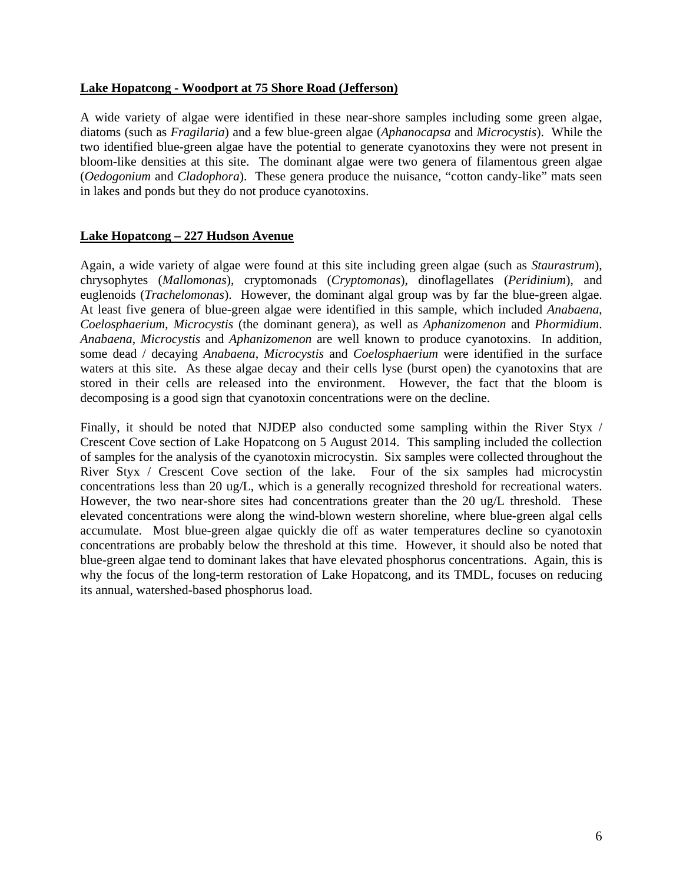**Lake Hopatcong - Woodport at 75 Shore Road (Jefferson)**

A wide variety of algae were identified in these near-shore samples including some green algae, diatoms (such as *Fragilaria*) and a few blue-green algae (*Aphanocapsa* and *Microcystis*). While the two identified blue-green algae have the potential to generate cyanotoxins they were not present in bloom-like densities at this site. The dominant algae were two genera of filamentous green algae (*Oedogonium* and *Cladophora*). These genera produce the nuisance, "cotton candy-like" mats seen in lakes and ponds but they do not produce cyanotoxins.

**Lake Hopatcong – 227 Hudson Avenue**

Again, a wide variety of algae were found at this site including green algae (such as *Staurastrum*), chrysophytes (*Mallomonas*), cryptomonads (*Cryptomonas*), dinoflagellates (*Peridinium*), and euglenoids (*Trachelomonas*). However, the dominant algal group was by far the blue-green algae. At least five genera of blue-green algae were identified in this sample, which included *Anabaena*, *Coelosphaerium*, *Microcystis* (the dominant genera), as well as *Aphanizomenon* and *Phormidium*. *Anabaena*, *Microcystis* and *Aphanizomenon* are well known to produce cyanotoxins. In addition, some dead / decaying *Anabaena*, *Microcystis* and *Coelosphaerium* were identified in the surface waters at this site. As these algae decay and their cells lyse (burst open) the cyanotoxins that are stored in their cells are released into the environment. However, the fact that the bloom is decomposing is a good sign that cyanotoxin concentrations were on the decline.

Finally, it should be noted that NJDEP also conducted some sampling within the River Styx / Crescent Cove section of Lake Hopatcong on 5 August 2014. This sampling included the collection of samples for the analysis of the cyanotoxin microcystin. Six samples were collected throughout the River Styx / Crescent Cove section of the lake. Four of the six samples had microcystin concentrations less than 20 ug/L, which is a generally recognized threshold for recreational waters. However, the two near-shore sites had concentrations greater than the 20 ug/L threshold. These elevated concentrations were along the wind-blown western shoreline, where blue-green algal cells accumulate. Most blue-green algae quickly die off as water temperatures decline so cyanotoxin concentrations are probably below the threshold at this time. However, it should also be noted that blue-green algae tend to dominant lakes that have elevated phosphorus concentrations. Again, this is why the focus of the long-term restoration of Lake Hopatcong, and its TMDL, focuses on reducing its annual, watershed-based phosphorus load.